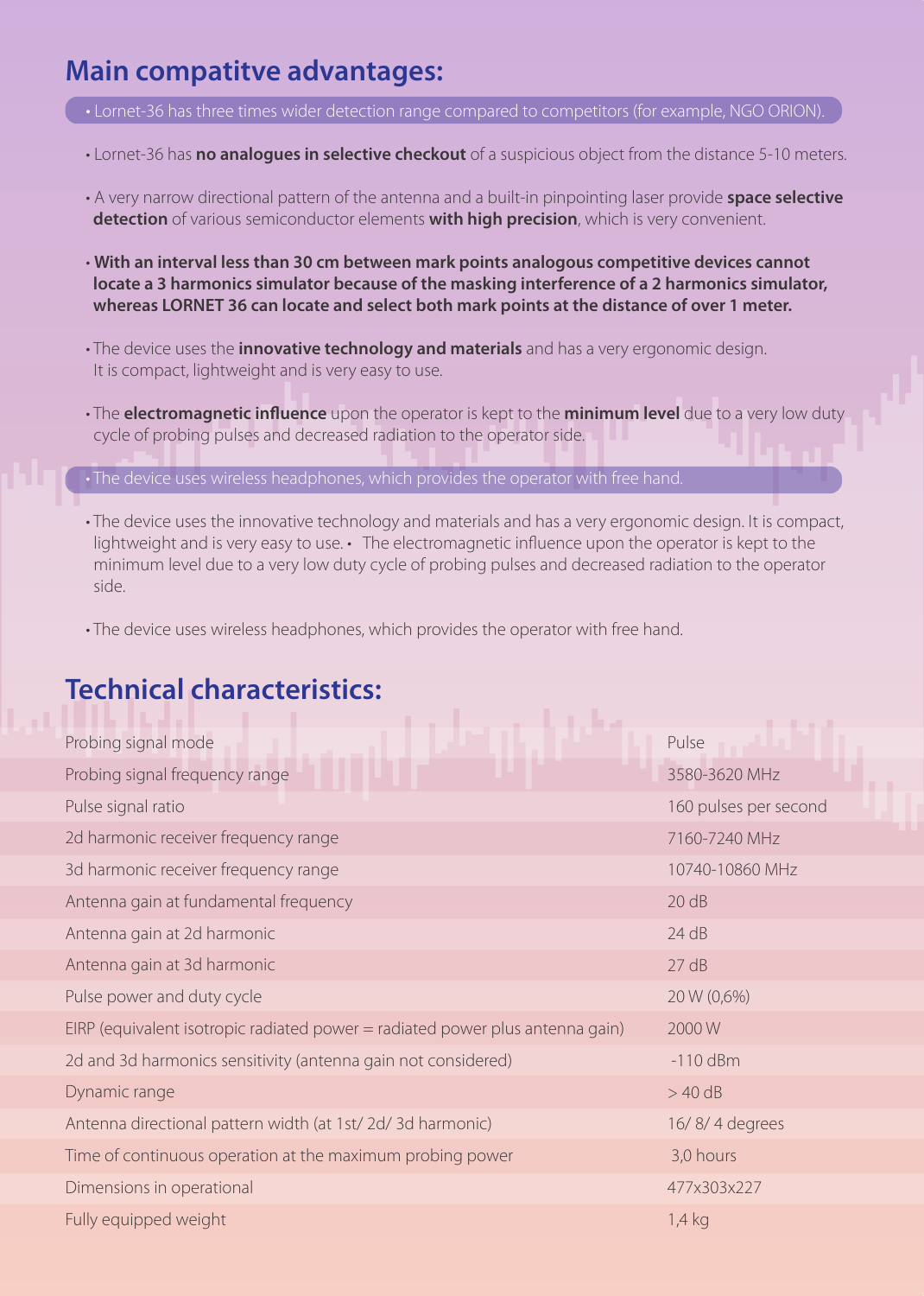## Main compatitve advantages:

- Lornet-36 has three times wider detection range compared to competitors (for example, NGO ORION).
- Lornet-36 has **no analogues in selective checkout** of a suspicious object from the distance 5-10 meters.
- A very narrow directional pattern of the antenna and a built-in pinpointing laser provide **space selective detection** of various semiconductor elements **with high precision**, which is very convenient.
- **With an interval less than 30 cm between mark points analogous competitive devices cannot locate a 3 harmonics simulator because of the masking interference of a 2 harmonics simulator, whereas LORNET 36 can locate and select both mark points at the distance of over 1 meter.**
- The device uses the **innovative technology and materials** and has a very ergonomic design. It is compact, lightweight and is very easy to use.
- The **electromagnetic influence** upon the operator is kept to the **minimum level** due to a very low duty cycle of probing pulses and decreased radiation to the operator side.
- The device uses wireless headphones, which provides the operator with free hand.
- The device uses the innovative technology and materials and has a very ergonomic design. It is compact, lightweight and is very easy to use. • The electromagnetic influence upon the operator is kept to the minimum level due to a very low duty cycle of probing pulses and decreased radiation to the operator side.
- The device uses wireless headphones, which provides the operator with free hand.

## Technical characteristics:

| | |
|---|---|
| Probing signal mode | Pulse |
| Probing signal frequency range | 3580-3620 MHz |
| Pulse signal ratio | 160 pulses per second |
| 2d harmonic receiver frequency range | 7160-7240 MHz |
| 3d harmonic receiver frequency range | 10740-10860 MHz |
| Antenna gain at fundamental frequency | 20 dB |
| Antenna gain at 2d harmonic | 24 dB |
| Antenna gain at 3d harmonic | 27 dB |
| Pulse power and duty cycle | 20 W (0,6%) |
| EIRP (equivalent isotropic radiated power = radiated power plus antenna gain) | 2000 W |
| 2d and 3d harmonics sensitivity (antenna gain not considered) | -110 dBm |
| Dynamic range | > 40 dB |
| Antenna directional pattern width (at 1st/ 2d/ 3d harmonic) | 16/ 8/ 4 degrees |
| Time of continuous operation at the maximum probing power | 3,0 hours |
| Dimensions in operational | 477x303x227 |
| Fully equipped weight | 1,4 kg |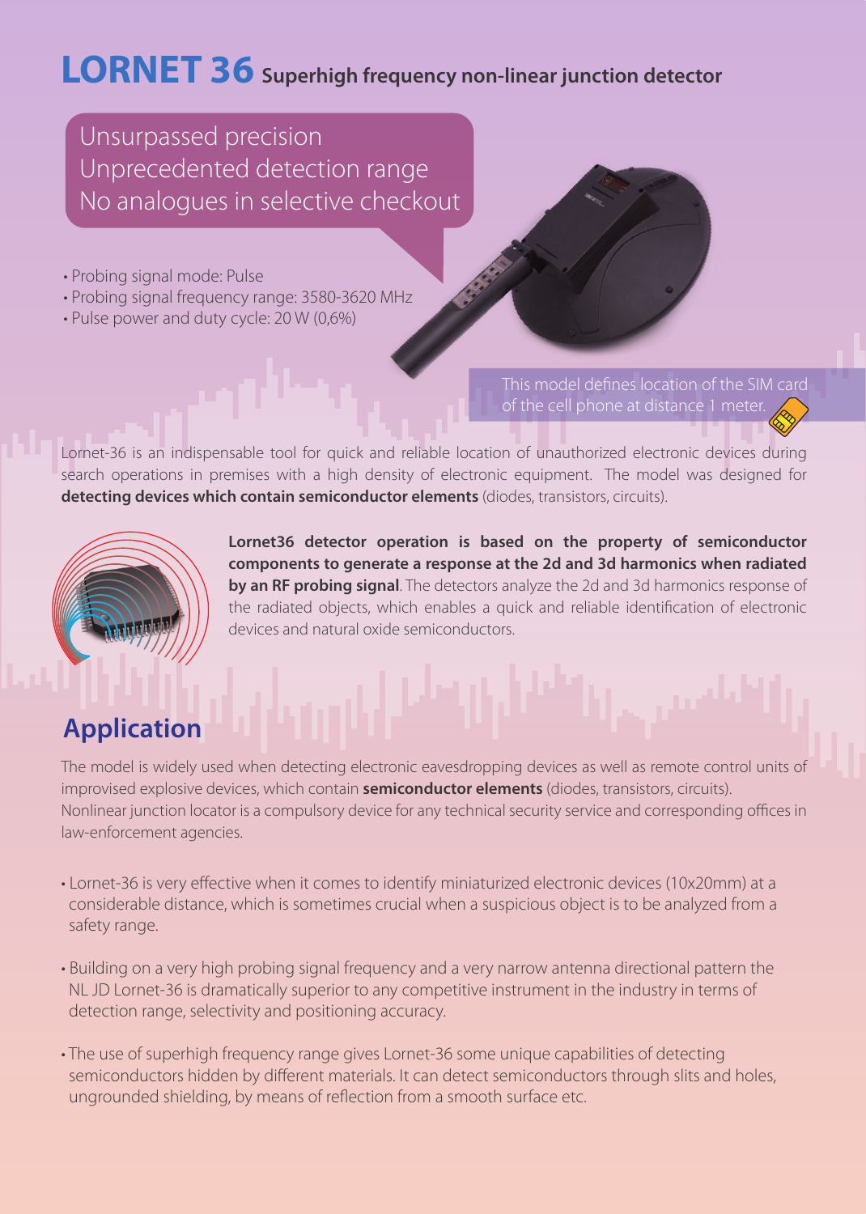# LORNET 36 Superhigh frequency non-linear junction detector

Unsurpassed precision
Unprecedented detection range
No analogues in selective checkout

- Probing signal mode: Pulse
- Probing signal frequency range: 3580-3620 MHz
- Pulse power and duty cycle: 20 W (0,6%)

This model defines location of the SIM card of the cell phone at distance 1 meter.

Lornet-36 is an indispensable tool for quick and reliable location of unauthorized electronic devices during search operations in premises with a high density of electronic equipment. The model was designed for **detecting devices which contain semiconductor elements** (diodes, transistors, circuits).

**Lornet36 detector operation is based on the property of semiconductor components to generate a response at the 2d and 3d harmonics when radiated by an RF probing signal**. The detectors analyze the 2d and 3d harmonics response of the radiated objects, which enables a quick and reliable identification of electronic devices and natural oxide semiconductors.

## Application

The model is widely used when detecting electronic eavesdropping devices as well as remote control units of improvised explosive devices, which contain **semiconductor elements** (diodes, transistors, circuits).
Nonlinear junction locator is a compulsory device for any technical security service and corresponding offices in law-enforcement agencies.

- Lornet-36 is very effective when it comes to identify miniaturized electronic devices (10x20mm) at a considerable distance, which is sometimes crucial when a suspicious object is to be analyzed from a safety range.

- Building on a very high probing signal frequency and a very narrow antenna directional pattern the NL JD Lornet-36 is dramatically superior to any competitive instrument in the industry in terms of detection range, selectivity and positioning accuracy.

- The use of superhigh frequency range gives Lornet-36 some unique capabilities of detecting semiconductors hidden by different materials. It can detect semiconductors through slits and holes, ungrounded shielding, by means of reflection from a smooth surface etc.